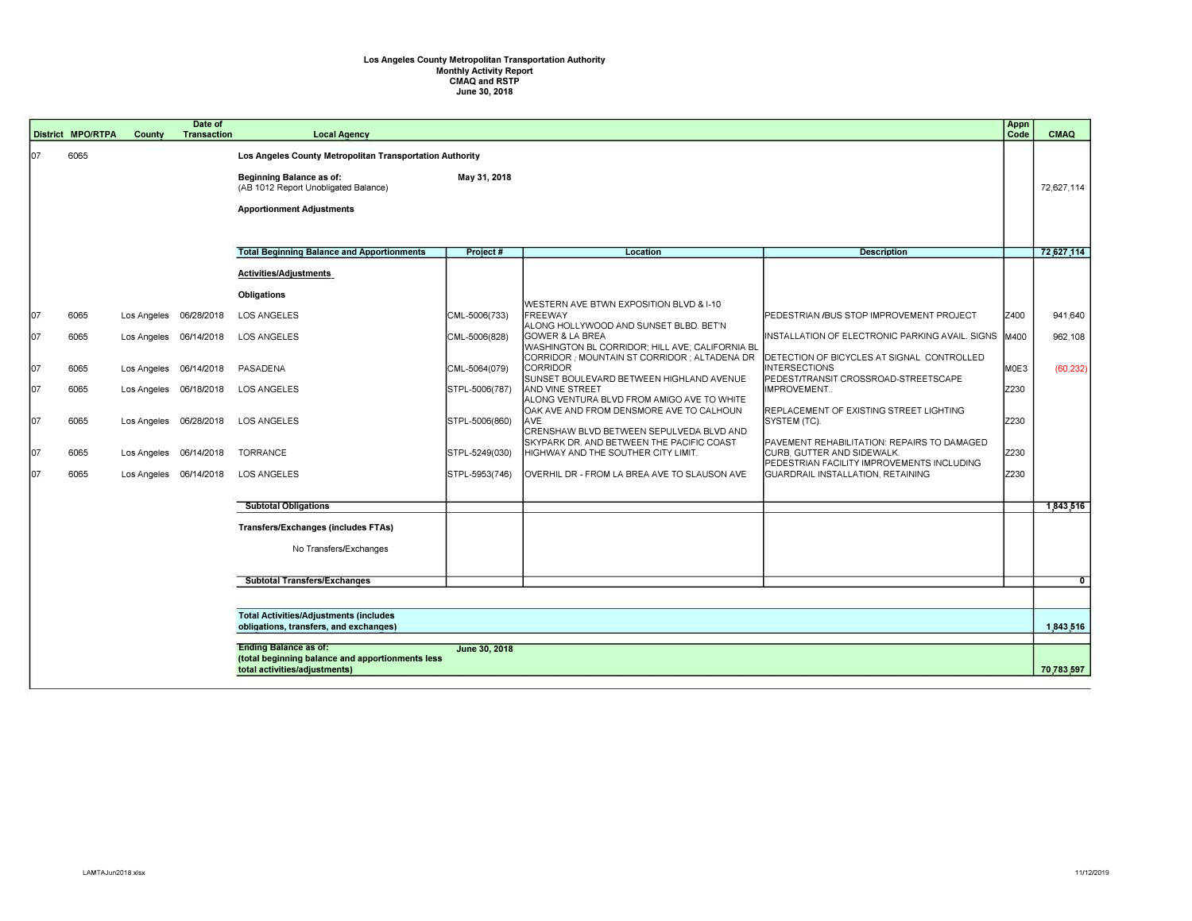**Los Angeles County Metropolitan Transportation Authority**
**Monthly Activity Report**
**CMAQ and RSTP**
**June 30, 2018**

| District | MPO/RTPA | County | Date of Transaction | Local Agency | Project # | Location | Description | Appn Code | CMAQ |
|---|---|---|---|---|---|---|---|---|---|
| 07 | 6065 | | | **Los Angeles County Metropolitan Transportation Authority** | | | | | |
| | | | | **Beginning Balance as of:** (AB 1012 Report Unobligated Balance) | **May 31, 2018** | | | | 72,627,114 |
| | | | | **Apportionment Adjustments** | | | | | |
| | | | | **Total Beginning Balance and Apportionments** | **Project #** | **Location** | **Description** | | **72,627,114** |
| | | | | **Activities/Adjustments** | | | | | |
| | | | | **Obligations** | | | | | |
| 07 | 6065 | Los Angeles | 06/28/2018 | LOS ANGELES | CML-5006(733) | WESTERN AVE BTWN EXPOSITION BLVD & I-10 FREEWAY | PEDESTRIAN /BUS STOP IMPROVEMENT PROJECT | Z400 | 941,640 |
| 07 | 6065 | Los Angeles | 06/14/2018 | LOS ANGELES | CML-5006(828) | ALONG HOLLYWOOD AND SUNSET BLBD. BET'N GOWER & LA BREA | INSTALLATION OF ELECTRONIC PARKING AVAIL. SIGNS | M400 | 962,108 |
| 07 | 6065 | Los Angeles | 06/14/2018 | PASADENA | CML-5064(079) | WASHINGTON BL CORRIDOR; HILL AVE; CALIFORNIA BL CORRIDOR ; MOUNTAIN ST CORRIDOR ; ALTADENA DR CORRIDOR | DETECTION OF BICYCLES AT SIGNAL CONTROLLED INTERSECTIONS | M0E3 | (60,232) |
| 07 | 6065 | Los Angeles | 06/18/2018 | LOS ANGELES | STPL-5006(787) | SUNSET BOULEVARD BETWEEN HIGHLAND AVENUE AND VINE STREET | PEDEST/TRANSIT CROSSROAD-STREETSCAPE IMPROVEMENT.. | Z230 | |
| 07 | 6065 | Los Angeles | 06/28/2018 | LOS ANGELES | STPL-5006(860) | ALONG VENTURA BLVD FROM AMIGO AVE TO WHITE OAK AVE AND FROM DENSMORE AVE TO CALHOUN AVE | REPLACEMENT OF EXISTING STREET LIGHTING SYSTEM (TC). | Z230 | |
| 07 | 6065 | Los Angeles | 06/14/2018 | TORRANCE | STPL-5249(030) | CRENSHAW BLVD BETWEEN SEPULVEDA BLVD AND SKYPARK DR. AND BETWEEN THE PACIFIC COAST HIGHWAY AND THE SOUTHER CITY LIMIT. | PAVEMENT REHABILITATION: REPAIRS TO DAMAGED CURB, GUTTER AND SIDEWALK. | Z230 | |
| 07 | 6065 | Los Angeles | 06/14/2018 | LOS ANGELES | STPL-5953(746) | OVERHIL DR - FROM LA BREA AVE TO SLAUSON AVE | PEDESTRIAN FACILITY IMPROVEMENTS INCLUDING GUARDRAIL INSTALLATION, RETAINING | Z230 | |
| | | | | **Subtotal Obligations** | | | | | **1,843,516** |
| | | | | **Transfers/Exchanges (includes FTAs)** | | | | | |
| | | | | No Transfers/Exchanges | | | | | |
| | | | | **Subtotal Transfers/Exchanges** | | | | | **0** |
| | | | | **Total Activities/Adjustments (includes obligations, transfers, and exchanges)** | | | | | **1,843,516** |
| | | | | **Ending Balance as of:** (total beginning balance and apportionments less total activities/adjustments) | **June 30, 2018** | | | | **70,783,597** |

LAMTAJun2018.xlsx 11/12/2019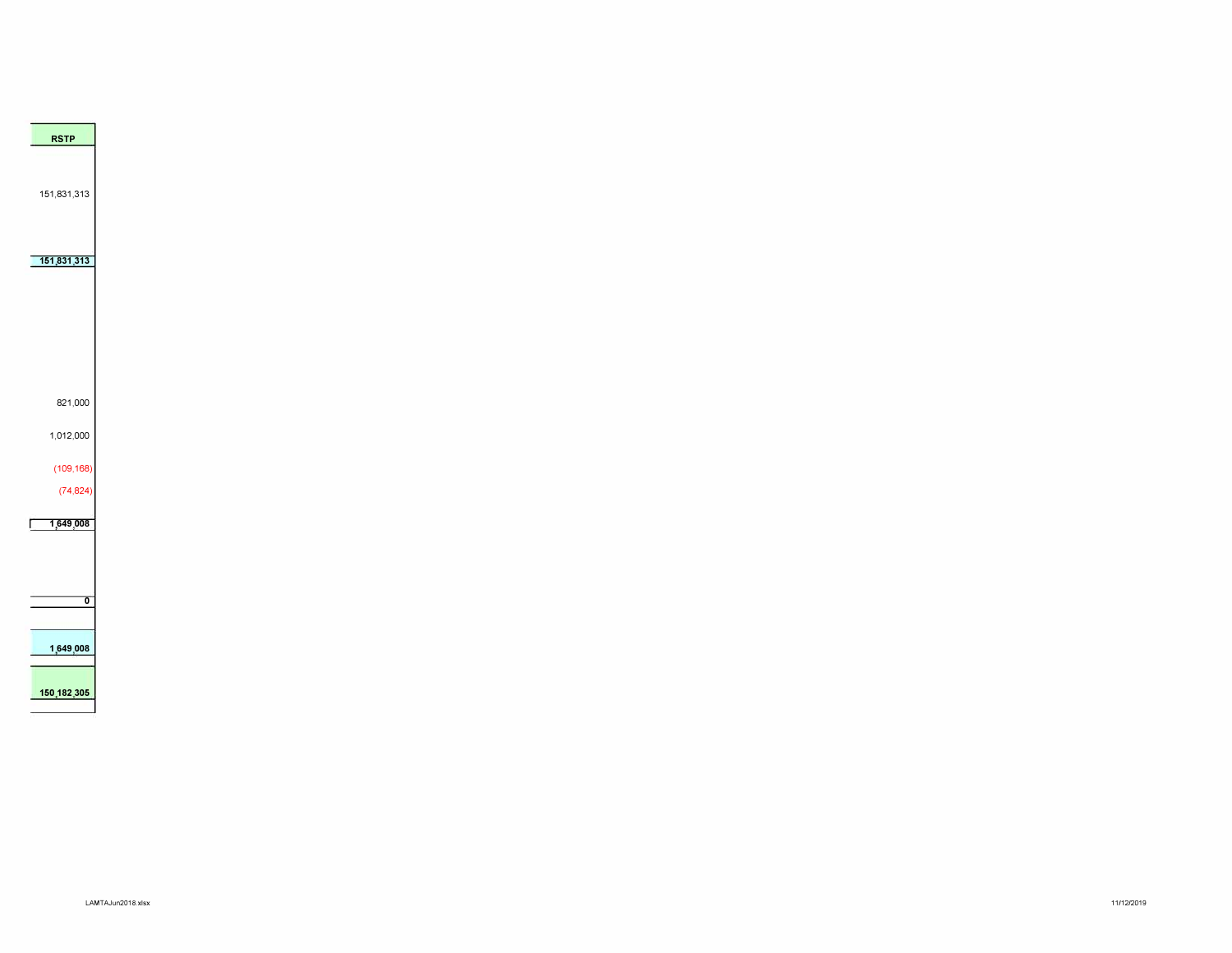| RSTP |
| --- |
| 151,831,313 |
| 151,831,313 |
| 821,000 |
| 1,012,000 |
| (109,168) |
| (74,824) |
| 1,649,008 |
| 0 |
| 1,649,008 |
| 150,182,305 |